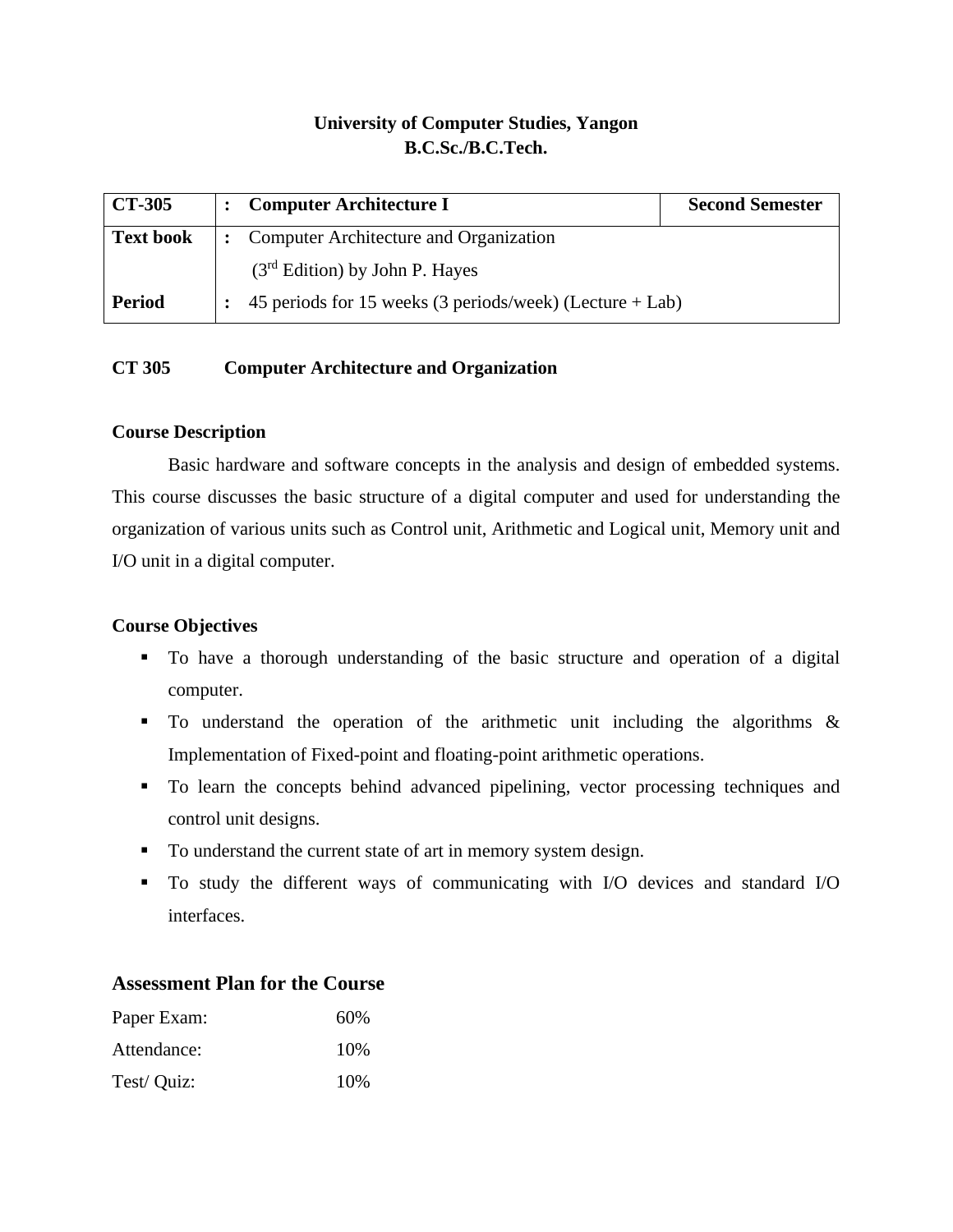**University of Computer Studies, Yangon**
**B.C.Sc./B.C.Tech.**

| **CT-305** | : | **Computer Architecture I** | **Second Semester** |
|---|---|---|---|
| **Text book** | : | Computer Architecture and Organization (3rd Edition) by John P. Hayes | |
| **Period** | : | 45 periods for 15 weeks (3 periods/week) (Lecture + Lab) | |

**CT 305 Computer Architecture and Organization**

**Course Description**

Basic hardware and software concepts in the analysis and design of embedded systems. This course discusses the basic structure of a digital computer and used for understanding the organization of various units such as Control unit, Arithmetic and Logical unit, Memory unit and I/O unit in a digital computer.

**Course Objectives**

- To have a thorough understanding of the basic structure and operation of a digital computer.
- To understand the operation of the arithmetic unit including the algorithms & Implementation of Fixed-point and floating-point arithmetic operations.
- To learn the concepts behind advanced pipelining, vector processing techniques and control unit designs.
- To understand the current state of art in memory system design.
- To study the different ways of communicating with I/O devices and standard I/O interfaces.

## Assessment Plan for the Course

Paper Exam: 60%

Attendance: 10%

Test/ Quiz: 10%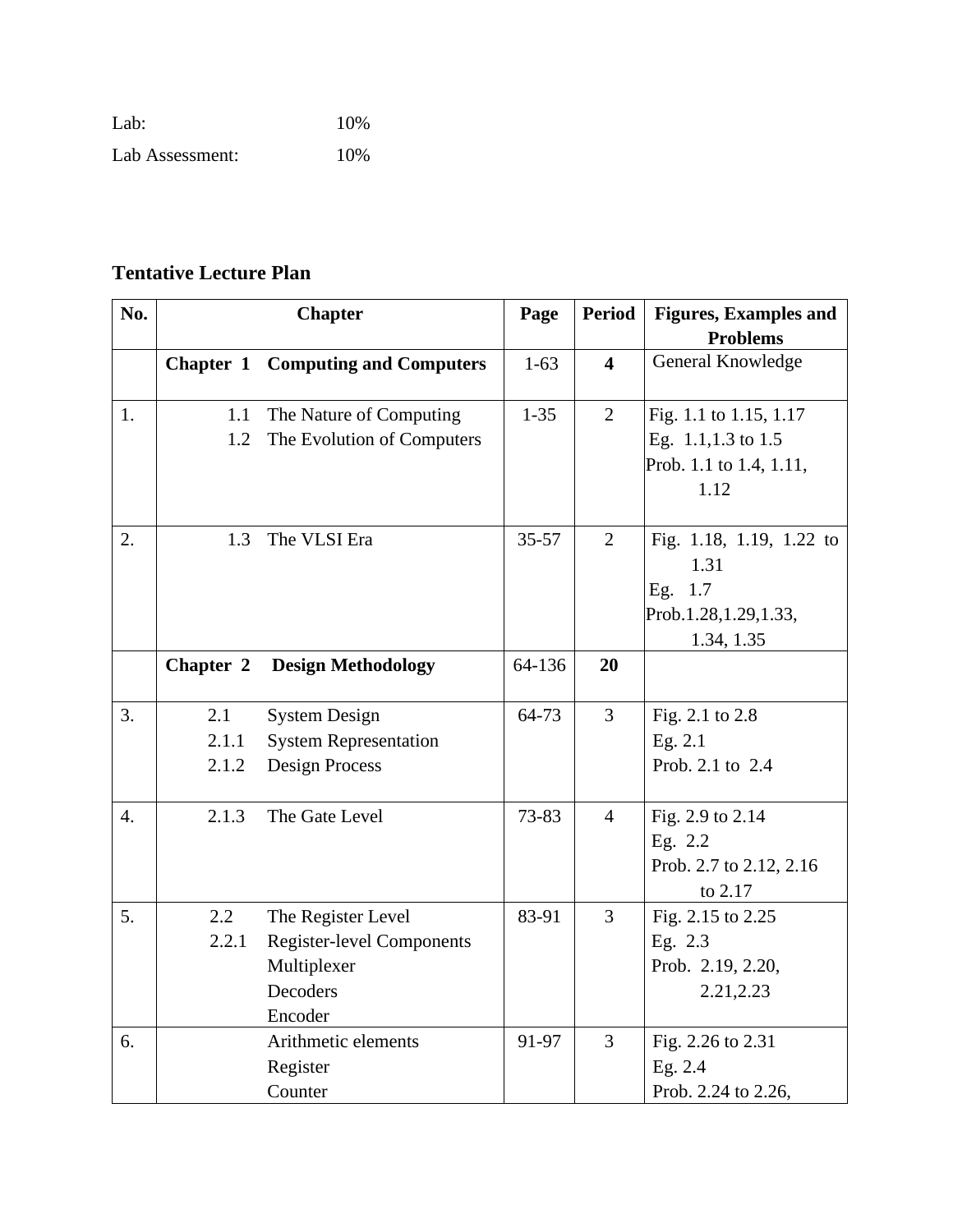Lab: 10%

Lab Assessment: 10%

## Tentative Lecture Plan

| No. | Chapter | Page | Period | Figures, Examples and Problems |
|---|---|---|---|---|
| | **Chapter 1 Computing and Computers** | 1-63 | **4** | General Knowledge |
| 1. | 1.1 The Nature of Computing<br>1.2 The Evolution of Computers | 1-35 | 2 | Fig. 1.1 to 1.15, 1.17<br>Eg. 1.1,1.3 to 1.5<br>Prob. 1.1 to 1.4, 1.11, 1.12 |
| 2. | 1.3 The VLSI Era | 35-57 | 2 | Fig. 1.18, 1.19, 1.22 to 1.31<br>Eg. 1.7<br>Prob.1.28,1.29,1.33, 1.34, 1.35 |
| | **Chapter 2 Design Methodology** | 64-136 | **20** | |
| 3. | 2.1 System Design<br>2.1.1 System Representation<br>2.1.2 Design Process | 64-73 | 3 | Fig. 2.1 to 2.8<br>Eg. 2.1<br>Prob. 2.1 to 2.4 |
| 4. | 2.1.3 The Gate Level | 73-83 | 4 | Fig. 2.9 to 2.14<br>Eg. 2.2<br>Prob. 2.7 to 2.12, 2.16 to 2.17 |
| 5. | 2.2 The Register Level<br>2.2.1 Register-level Components<br>Multiplexer<br>Decoders<br>Encoder | 83-91 | 3 | Fig. 2.15 to 2.25<br>Eg. 2.3<br>Prob. 2.19, 2.20, 2.21,2.23 |
| 6. | Arithmetic elements<br>Register<br>Counter | 91-97 | 3 | Fig. 2.26 to 2.31<br>Eg. 2.4<br>Prob. 2.24 to 2.26, |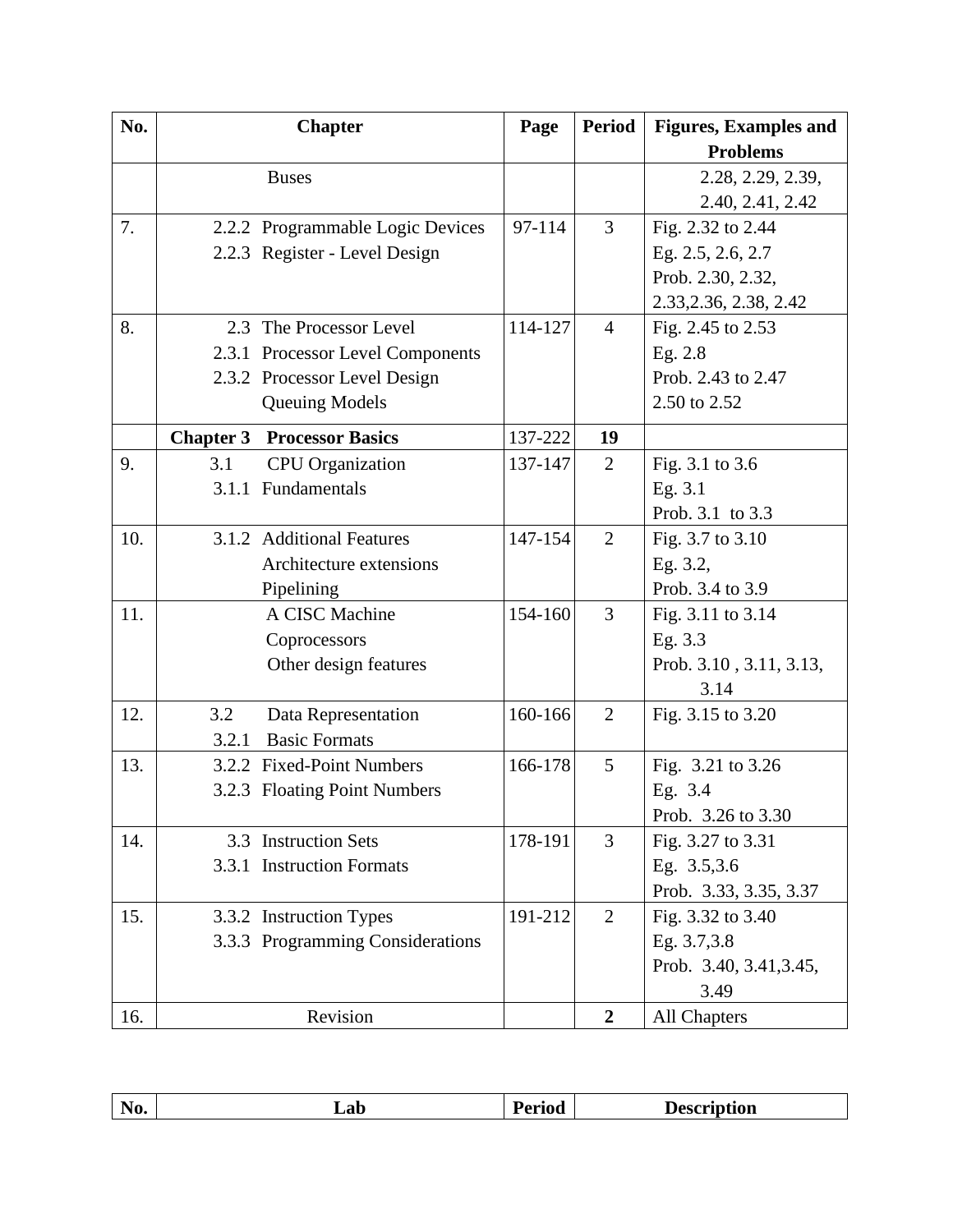| No. | Chapter | Page | Period | Figures, Examples and Problems |
|---|---|---|---|---|
| | Buses | | | 2.28, 2.29, 2.39, 2.40, 2.41, 2.42 |
| 7. | 2.2.2 Programmable Logic Devices<br>2.2.3 Register - Level Design | 97-114 | 3 | Fig. 2.32 to 2.44<br>Eg. 2.5, 2.6, 2.7<br>Prob. 2.30, 2.32, 2.33,2.36, 2.38, 2.42 |
| 8. | 2.3 The Processor Level<br>2.3.1 Processor Level Components<br>2.3.2 Processor Level Design<br>Queuing Models | 114-127 | 4 | Fig. 2.45 to 2.53<br>Eg. 2.8<br>Prob. 2.43 to 2.47<br>2.50 to 2.52 |
| | **Chapter 3 Processor Basics** | 137-222 | **19** | |
| 9. | 3.1 CPU Organization<br>3.1.1 Fundamentals | 137-147 | 2 | Fig. 3.1 to 3.6<br>Eg. 3.1<br>Prob. 3.1 to 3.3 |
| 10. | 3.1.2 Additional Features<br>Architecture extensions<br>Pipelining | 147-154 | 2 | Fig. 3.7 to 3.10<br>Eg. 3.2,<br>Prob. 3.4 to 3.9 |
| 11. | A CISC Machine<br>Coprocessors<br>Other design features | 154-160 | 3 | Fig. 3.11 to 3.14<br>Eg. 3.3<br>Prob. 3.10 , 3.11, 3.13, 3.14 |
| 12. | 3.2 Data Representation<br>3.2.1 Basic Formats | 160-166 | 2 | Fig. 3.15 to 3.20 |
| 13. | 3.2.2 Fixed-Point Numbers<br>3.2.3 Floating Point Numbers | 166-178 | 5 | Fig. 3.21 to 3.26<br>Eg. 3.4<br>Prob. 3.26 to 3.30 |
| 14. | 3.3 Instruction Sets<br>3.3.1 Instruction Formats | 178-191 | 3 | Fig. 3.27 to 3.31<br>Eg. 3.5,3.6<br>Prob. 3.33, 3.35, 3.37 |
| 15. | 3.3.2 Instruction Types<br>3.3.3 Programming Considerations | 191-212 | 2 | Fig. 3.32 to 3.40<br>Eg. 3.7,3.8<br>Prob. 3.40, 3.41,3.45, 3.49 |
| 16. | Revision | | **2** | All Chapters |

| No. | Lab | Period | Description |
|---|---|---|---|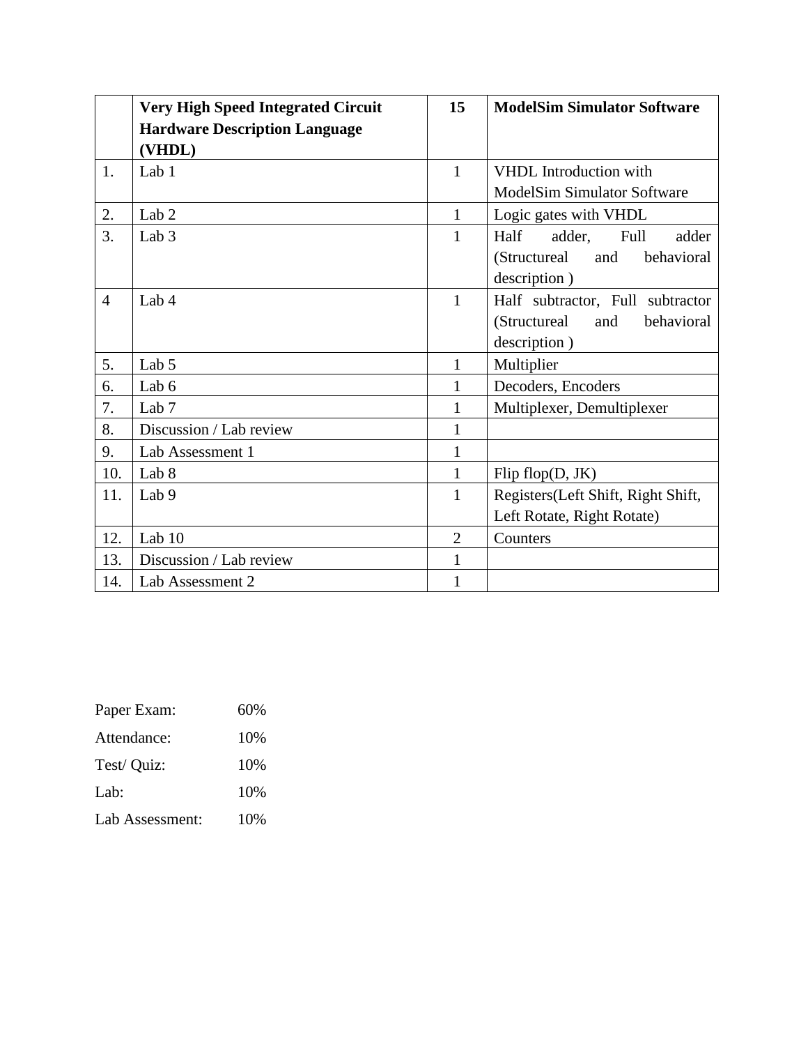| | **Very High Speed Integrated Circuit Hardware Description Language (VHDL)** | **15** | **ModelSim Simulator Software** |
|---|---|---|---|
| 1. | Lab 1 | 1 | VHDL Introduction with ModelSim Simulator Software |
| 2. | Lab 2 | 1 | Logic gates with VHDL |
| 3. | Lab 3 | 1 | Half adder, Full adder (Structureal and behavioral description ) |
| 4 | Lab 4 | 1 | Half subtractor, Full subtractor (Structureal and behavioral description ) |
| 5. | Lab 5 | 1 | Multiplier |
| 6. | Lab 6 | 1 | Decoders, Encoders |
| 7. | Lab 7 | 1 | Multiplexer, Demultiplexer |
| 8. | Discussion / Lab review | 1 | |
| 9. | Lab Assessment 1 | 1 | |
| 10. | Lab 8 | 1 | Flip flop(D, JK) |
| 11. | Lab 9 | 1 | Registers(Left Shift, Right Shift, Left Rotate, Right Rotate) |
| 12. | Lab 10 | 2 | Counters |
| 13. | Discussion / Lab review | 1 | |
| 14. | Lab Assessment 2 | 1 | |

Paper Exam: 60%

Attendance: 10%

Test/ Quiz: 10%

Lab: 10%

Lab Assessment: 10%